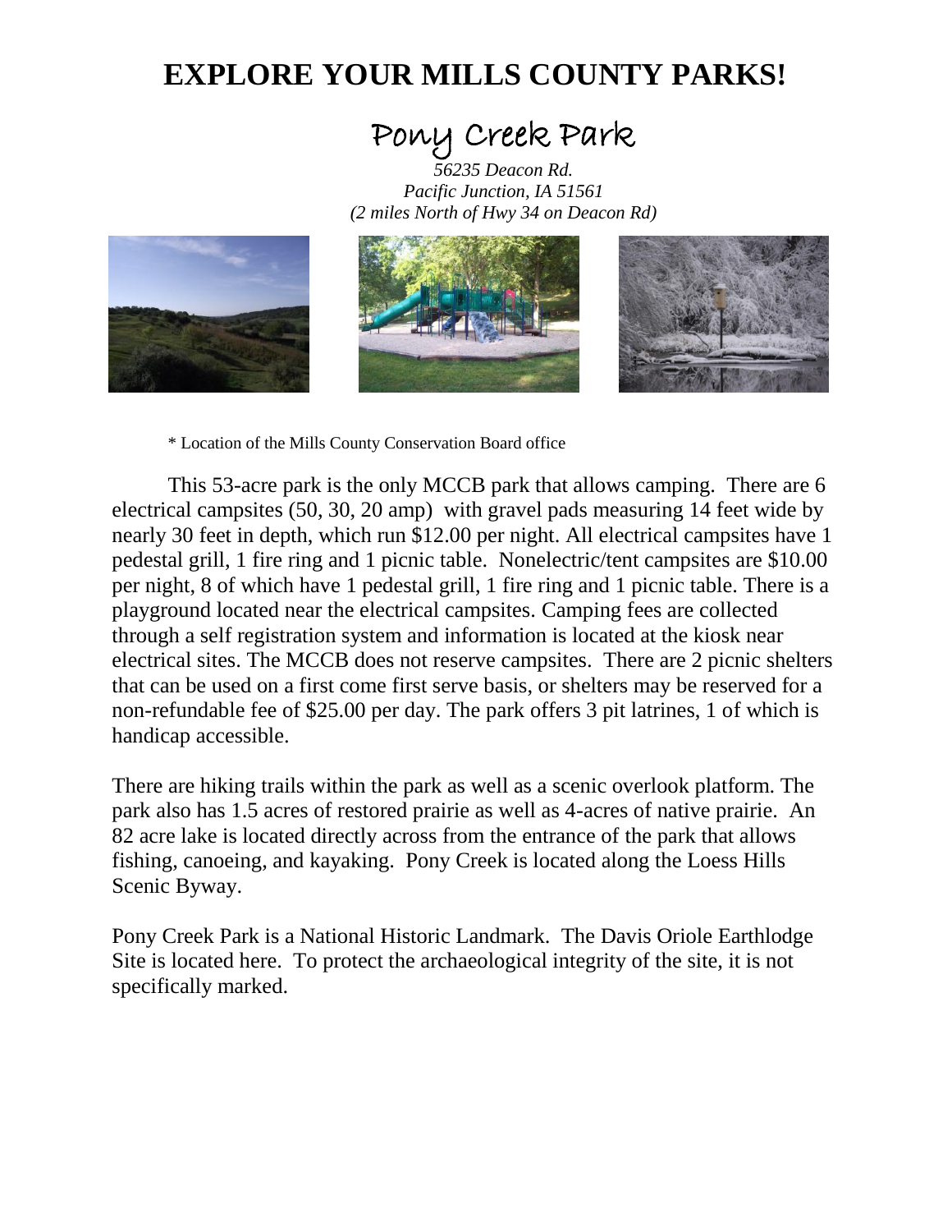# EXPLORE YOUR MILLS COUNTY PARKS!

## Pony Creek Park

*56235 Deacon Rd.*
*Pacific Junction, IA 51561*
*(2 miles North of Hwy 34 on Deacon Rd)*

* Location of the Mills County Conservation Board office

This 53-acre park is the only MCCB park that allows camping. There are 6 electrical campsites (50, 30, 20 amp) with gravel pads measuring 14 feet wide by nearly 30 feet in depth, which run $12.00 per night. All electrical campsites have 1 pedestal grill, 1 fire ring and 1 picnic table. Nonelectric/tent campsites are $10.00 per night, 8 of which have 1 pedestal grill, 1 fire ring and 1 picnic table. There is a playground located near the electrical campsites. Camping fees are collected through a self registration system and information is located at the kiosk near electrical sites. The MCCB does not reserve campsites. There are 2 picnic shelters that can be used on a first come first serve basis, or shelters may be reserved for a non-refundable fee of $25.00 per day. The park offers 3 pit latrines, 1 of which is handicap accessible.

There are hiking trails within the park as well as a scenic overlook platform. The park also has 1.5 acres of restored prairie as well as 4-acres of native prairie. An 82 acre lake is located directly across from the entrance of the park that allows fishing, canoeing, and kayaking. Pony Creek is located along the Loess Hills Scenic Byway.

Pony Creek Park is a National Historic Landmark. The Davis Oriole Earthlodge Site is located here. To protect the archaeological integrity of the site, it is not specifically marked.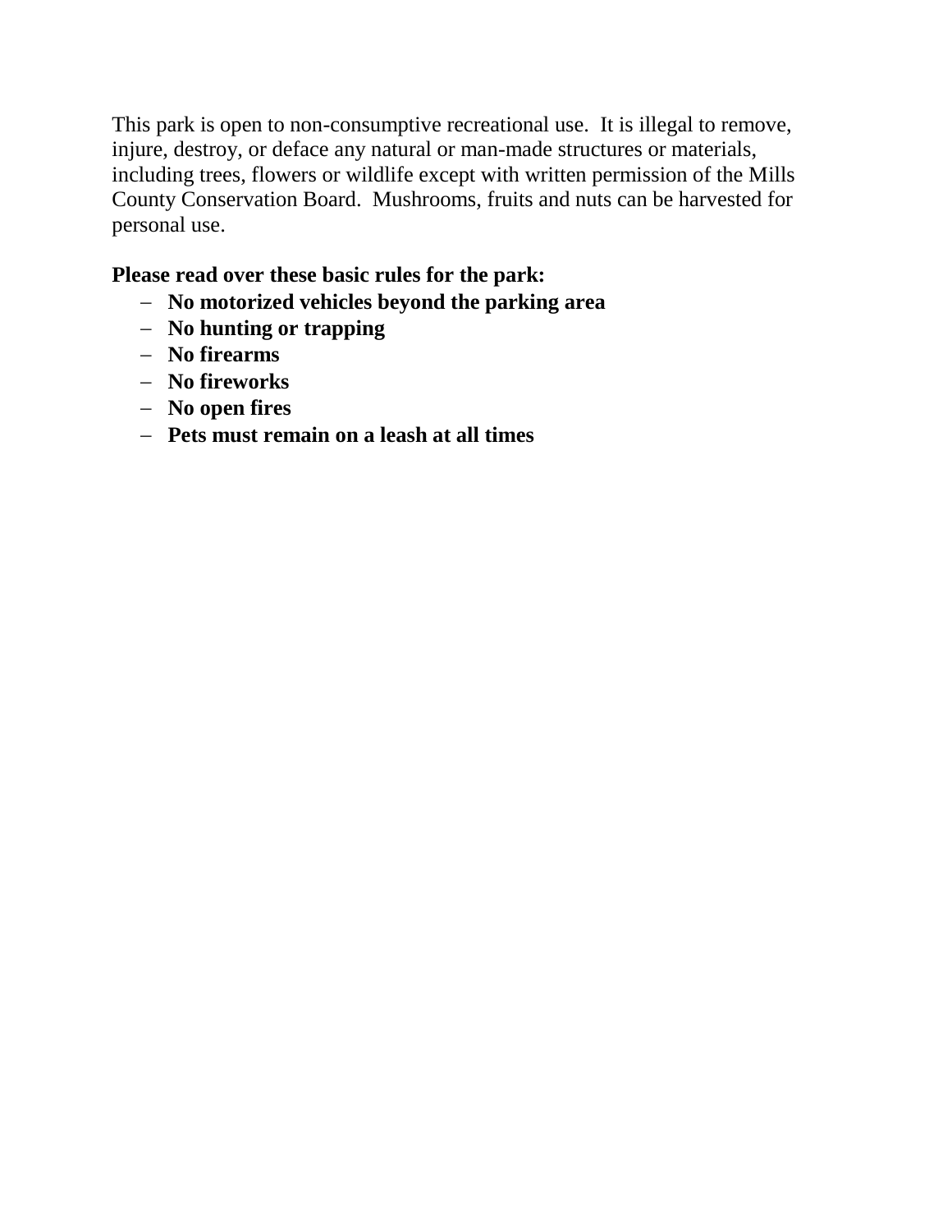This park is open to non-consumptive recreational use. It is illegal to remove, injure, destroy, or deface any natural or man-made structures or materials, including trees, flowers or wildlife except with written permission of the Mills County Conservation Board. Mushrooms, fruits and nuts can be harvested for personal use.

**Please read over these basic rules for the park:**

- **No motorized vehicles beyond the parking area**
- **No hunting or trapping**
- **No firearms**
- **No fireworks**
- **No open fires**
- **Pets must remain on a leash at all times**